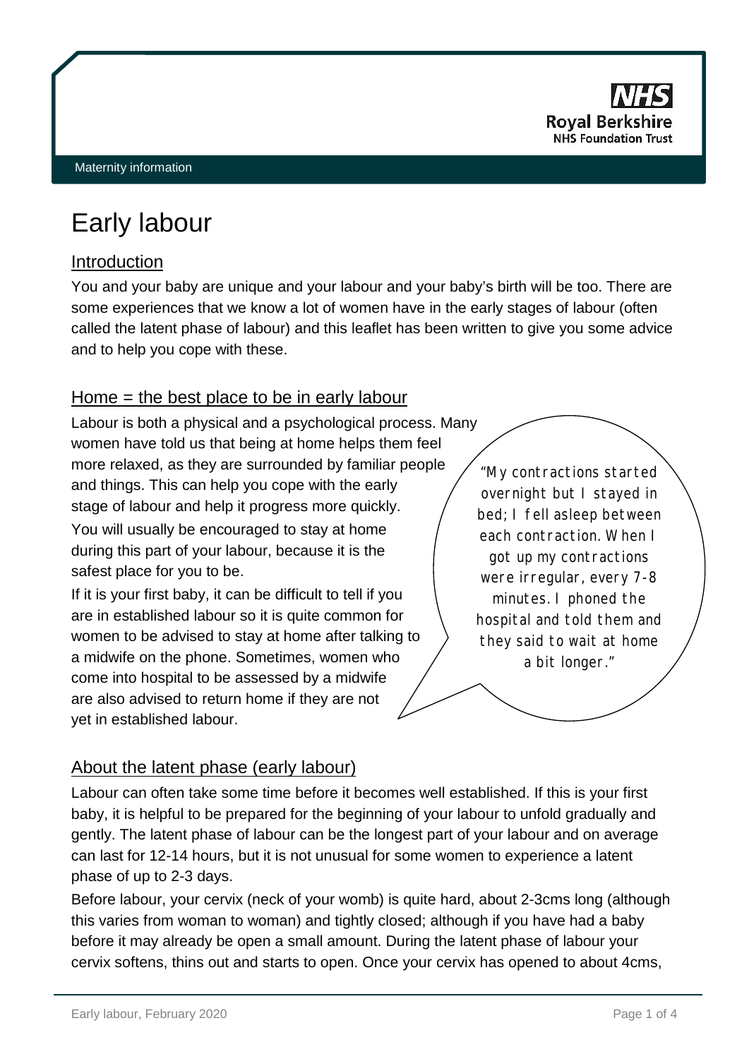NHS Royal Berkshire NHS Foundation Trust

Maternity information

# Early labour

## Introduction

You and your baby are unique and your labour and your baby's birth will be too. There are some experiences that we know a lot of women have in the early stages of labour (often called the latent phase of labour) and this leaflet has been written to give you some advice and to help you cope with these.

## Home = the best place to be in early labour

Labour is both a physical and a psychological process. Many women have told us that being at home helps them feel more relaxed, as they are surrounded by familiar people and things. This can help you cope with the early stage of labour and help it progress more quickly.

You will usually be encouraged to stay at home during this part of your labour, because it is the safest place for you to be.

If it is your first baby, it can be difficult to tell if you are in established labour so it is quite common for women to be advised to stay at home after talking to a midwife on the phone. Sometimes, women who come into hospital to be assessed by a midwife are also advised to return home if they are not yet in established labour.

> "My contractions started overnight but I stayed in bed; I fell asleep between each contraction. When I got up my contractions were irregular, every 7-8 minutes. I phoned the hospital and told them and they said to wait at home a bit longer."

## About the latent phase (early labour)

Labour can often take some time before it becomes well established. If this is your first baby, it is helpful to be prepared for the beginning of your labour to unfold gradually and gently. The latent phase of labour can be the longest part of your labour and on average can last for 12-14 hours, but it is not unusual for some women to experience a latent phase of up to 2-3 days.

Before labour, your cervix (neck of your womb) is quite hard, about 2-3cms long (although this varies from woman to woman) and tightly closed; although if you have had a baby before it may already be open a small amount. During the latent phase of labour your cervix softens, thins out and starts to open. Once your cervix has opened to about 4cms,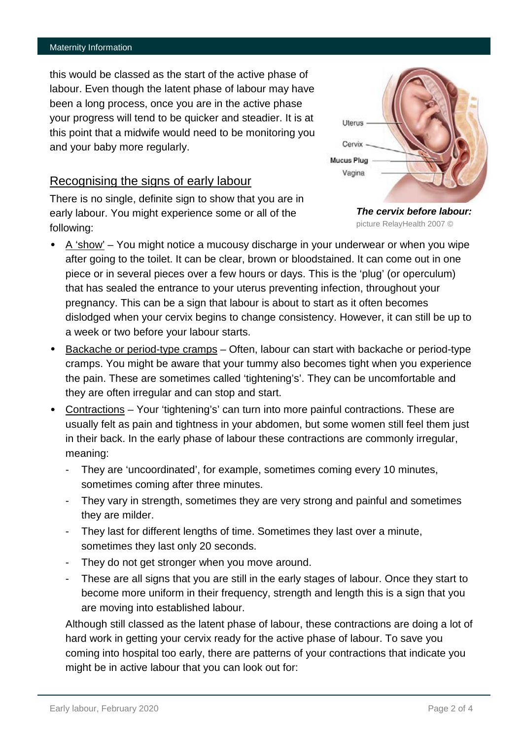this would be classed as the start of the active phase of labour. Even though the latent phase of labour may have been a long process, once you are in the active phase your progress will tend to be quicker and steadier. It is at this point that a midwife would need to be monitoring you and your baby more regularly.

Uterus

Cervix

Mucus Plug

Vagina

***The cervix before labour:***
picture RelayHealth 2007 ©

## Recognising the signs of early labour

There is no single, definite sign to show that you are in early labour. You might experience some or all of the following:

- A 'show' – You might notice a mucousy discharge in your underwear or when you wipe after going to the toilet. It can be clear, brown or bloodstained. It can come out in one piece or in several pieces over a few hours or days. This is the 'plug' (or operculum) that has sealed the entrance to your uterus preventing infection, throughout your pregnancy. This can be a sign that labour is about to start as it often becomes dislodged when your cervix begins to change consistency. However, it can still be up to a week or two before your labour starts.
- Backache or period-type cramps – Often, labour can start with backache or period-type cramps. You might be aware that your tummy also becomes tight when you experience the pain. These are sometimes called 'tightening's'. They can be uncomfortable and they are often irregular and can stop and start.
- Contractions – Your 'tightening's' can turn into more painful contractions. These are usually felt as pain and tightness in your abdomen, but some women still feel them just in their back. In the early phase of labour these contractions are commonly irregular, meaning:
  - They are 'uncoordinated', for example, sometimes coming every 10 minutes, sometimes coming after three minutes.
  - They vary in strength, sometimes they are very strong and painful and sometimes they are milder.
  - They last for different lengths of time. Sometimes they last over a minute, sometimes they last only 20 seconds.
  - They do not get stronger when you move around.
  - These are all signs that you are still in the early stages of labour. Once they start to become more uniform in their frequency, strength and length this is a sign that you are moving into established labour.

  Although still classed as the latent phase of labour, these contractions are doing a lot of hard work in getting your cervix ready for the active phase of labour. To save you coming into hospital too early, there are patterns of your contractions that indicate you might be in active labour that you can look out for: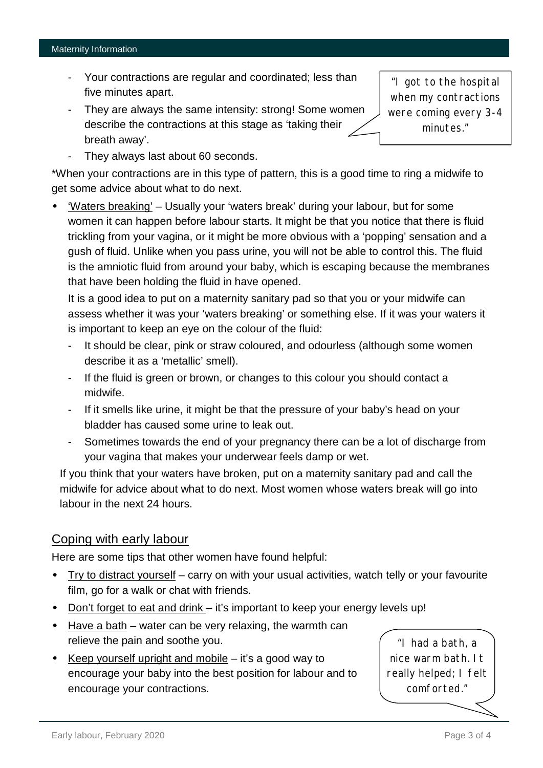- Your contractions are regular and coordinated; less than five minutes apart.
- They are always the same intensity: strong! Some women describe the contractions at this stage as 'taking their breath away'.
- They always last about 60 seconds.

> "I got to the hospital when my contractions were coming every 3-4 minutes."

*When your contractions are in this type of pattern, this is a good time to ring a midwife to get some advice about what to do next.

- 'Waters breaking' – Usually your 'waters break' during your labour, but for some women it can happen before labour starts. It might be that you notice that there is fluid trickling from your vagina, or it might be more obvious with a 'popping' sensation and a gush of fluid. Unlike when you pass urine, you will not be able to control this. The fluid is the amniotic fluid from around your baby, which is escaping because the membranes that have been holding the fluid in have opened.

  It is a good idea to put on a maternity sanitary pad so that you or your midwife can assess whether it was your 'waters breaking' or something else. If it was your waters it is important to keep an eye on the colour of the fluid:

  - It should be clear, pink or straw coloured, and odourless (although some women describe it as a 'metallic' smell).
  - If the fluid is green or brown, or changes to this colour you should contact a midwife.
  - If it smells like urine, it might be that the pressure of your baby's head on your bladder has caused some urine to leak out.
  - Sometimes towards the end of your pregnancy there can be a lot of discharge from your vagina that makes your underwear feels damp or wet.

  If you think that your waters have broken, put on a maternity sanitary pad and call the midwife for advice about what to do next. Most women whose waters break will go into labour in the next 24 hours.

## Coping with early labour

Here are some tips that other women have found helpful:

- Try to distract yourself – carry on with your usual activities, watch telly or your favourite film, go for a walk or chat with friends.
- Don't forget to eat and drink – it's important to keep your energy levels up!
- Have a bath – water can be very relaxing, the warmth can relieve the pain and soothe you.
- Keep yourself upright and mobile – it's a good way to encourage your baby into the best position for labour and to encourage your contractions.

> "I had a bath, a nice warm bath. It really helped; I felt comforted."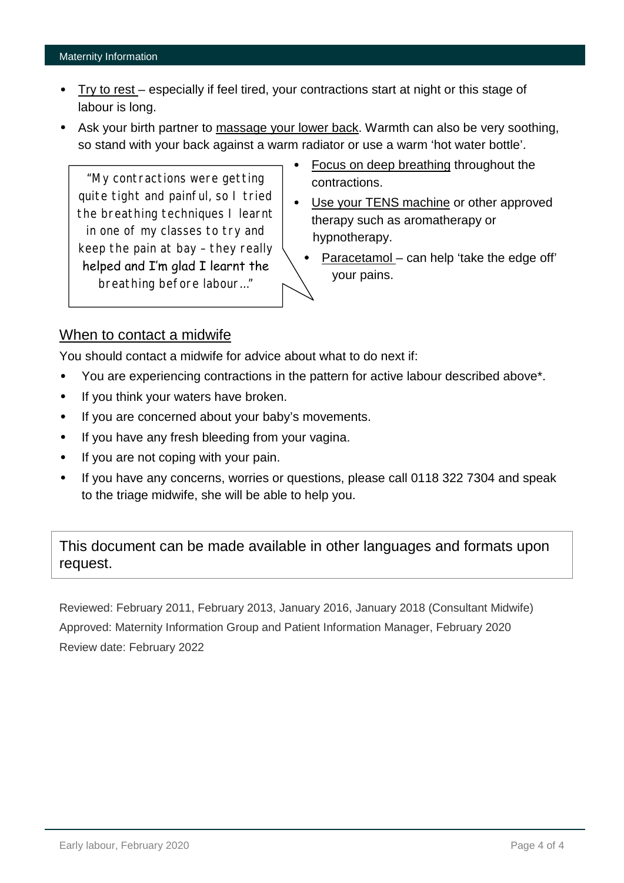- Try to rest – especially if feel tired, your contractions start at night or this stage of labour is long.
- Ask your birth partner to massage your lower back. Warmth can also be very soothing, so stand with your back against a warm radiator or use a warm 'hot water bottle'.

> "My contractions were getting quite tight and painful, so I tried the breathing techniques I learnt in one of my classes to try and keep the pain at bay – they really helped and I'm glad I learnt the breathing before labour…"

- Focus on deep breathing throughout the contractions.
- Use your TENS machine or other approved therapy such as aromatherapy or hypnotherapy.
- Paracetamol – can help 'take the edge off' your pains.

## When to contact a midwife

You should contact a midwife for advice about what to do next if:

- You are experiencing contractions in the pattern for active labour described above*.
- If you think your waters have broken.
- If you are concerned about your baby's movements.
- If you have any fresh bleeding from your vagina.
- If you are not coping with your pain.
- If you have any concerns, worries or questions, please call 0118 322 7304 and speak to the triage midwife, she will be able to help you.

This document can be made available in other languages and formats upon request.

Reviewed: February 2011, February 2013, January 2016, January 2018 (Consultant Midwife)
Approved: Maternity Information Group and Patient Information Manager, February 2020
Review date: February 2022